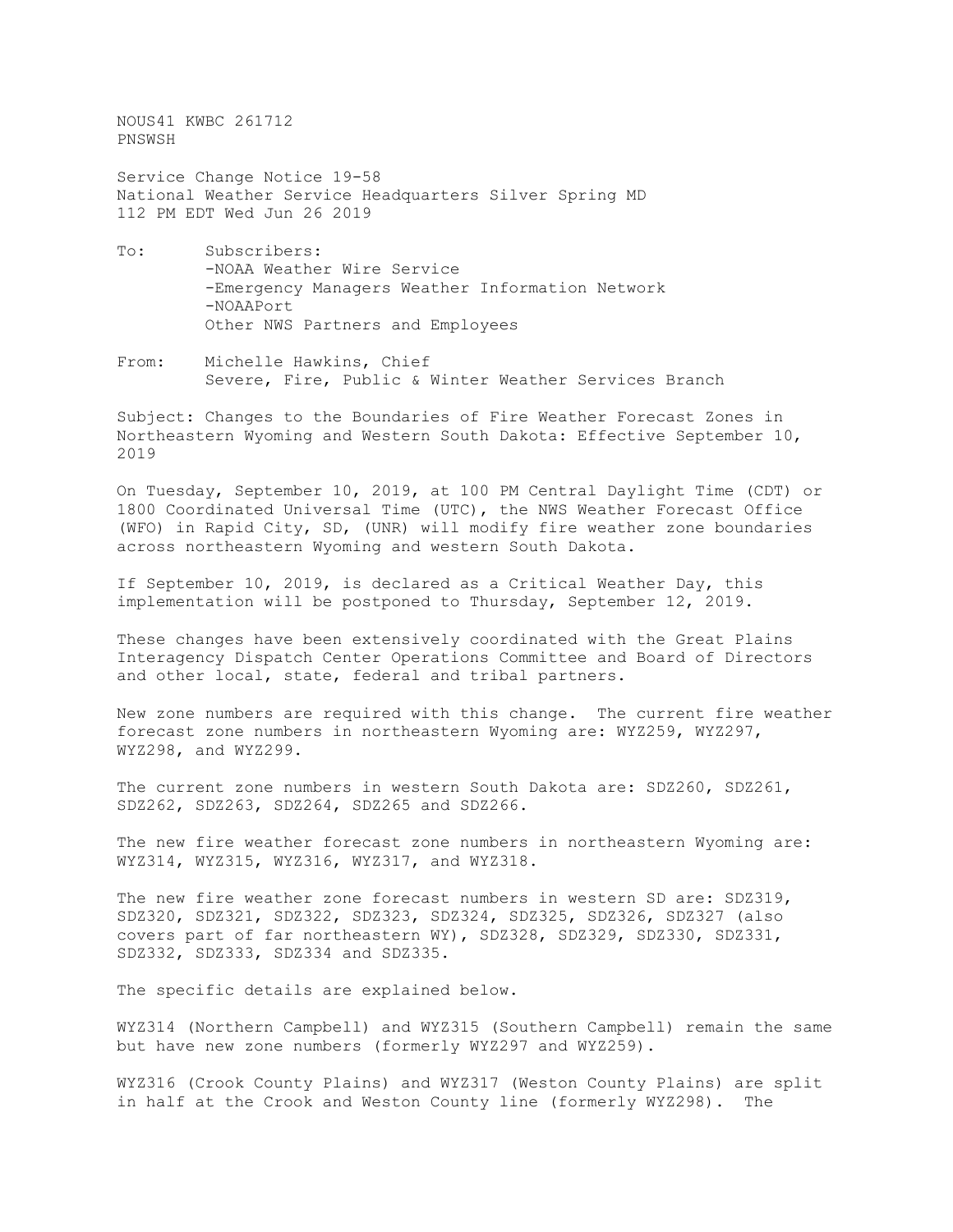NOUS41 KWBC 261712
PNSWSH

Service Change Notice 19-58
National Weather Service Headquarters Silver Spring MD
112 PM EDT Wed Jun 26 2019

To: Subscribers:
- -NOAA Weather Wire Service
- -Emergency Managers Weather Information Network
- -NOAAPort

Other NWS Partners and Employees

From: Michelle Hawkins, Chief
Severe, Fire, Public & Winter Weather Services Branch

Subject: Changes to the Boundaries of Fire Weather Forecast Zones in Northeastern Wyoming and Western South Dakota: Effective September 10, 2019

On Tuesday, September 10, 2019, at 100 PM Central Daylight Time (CDT) or 1800 Coordinated Universal Time (UTC), the NWS Weather Forecast Office (WFO) in Rapid City, SD, (UNR) will modify fire weather zone boundaries across northeastern Wyoming and western South Dakota.

If September 10, 2019, is declared as a Critical Weather Day, this implementation will be postponed to Thursday, September 12, 2019.

These changes have been extensively coordinated with the Great Plains Interagency Dispatch Center Operations Committee and Board of Directors and other local, state, federal and tribal partners.

New zone numbers are required with this change. The current fire weather forecast zone numbers in northeastern Wyoming are: WYZ259, WYZ297, WYZ298, and WYZ299.

The current zone numbers in western South Dakota are: SDZ260, SDZ261, SDZ262, SDZ263, SDZ264, SDZ265 and SDZ266.

The new fire weather forecast zone numbers in northeastern Wyoming are: WYZ314, WYZ315, WYZ316, WYZ317, and WYZ318.

The new fire weather zone forecast numbers in western SD are: SDZ319, SDZ320, SDZ321, SDZ322, SDZ323, SDZ324, SDZ325, SDZ326, SDZ327 (also covers part of far northeastern WY), SDZ328, SDZ329, SDZ330, SDZ331, SDZ332, SDZ333, SDZ334 and SDZ335.

The specific details are explained below.

WYZ314 (Northern Campbell) and WYZ315 (Southern Campbell) remain the same but have new zone numbers (formerly WYZ297 and WYZ259).

WYZ316 (Crook County Plains) and WYZ317 (Weston County Plains) are split in half at the Crook and Weston County line (formerly WYZ298). The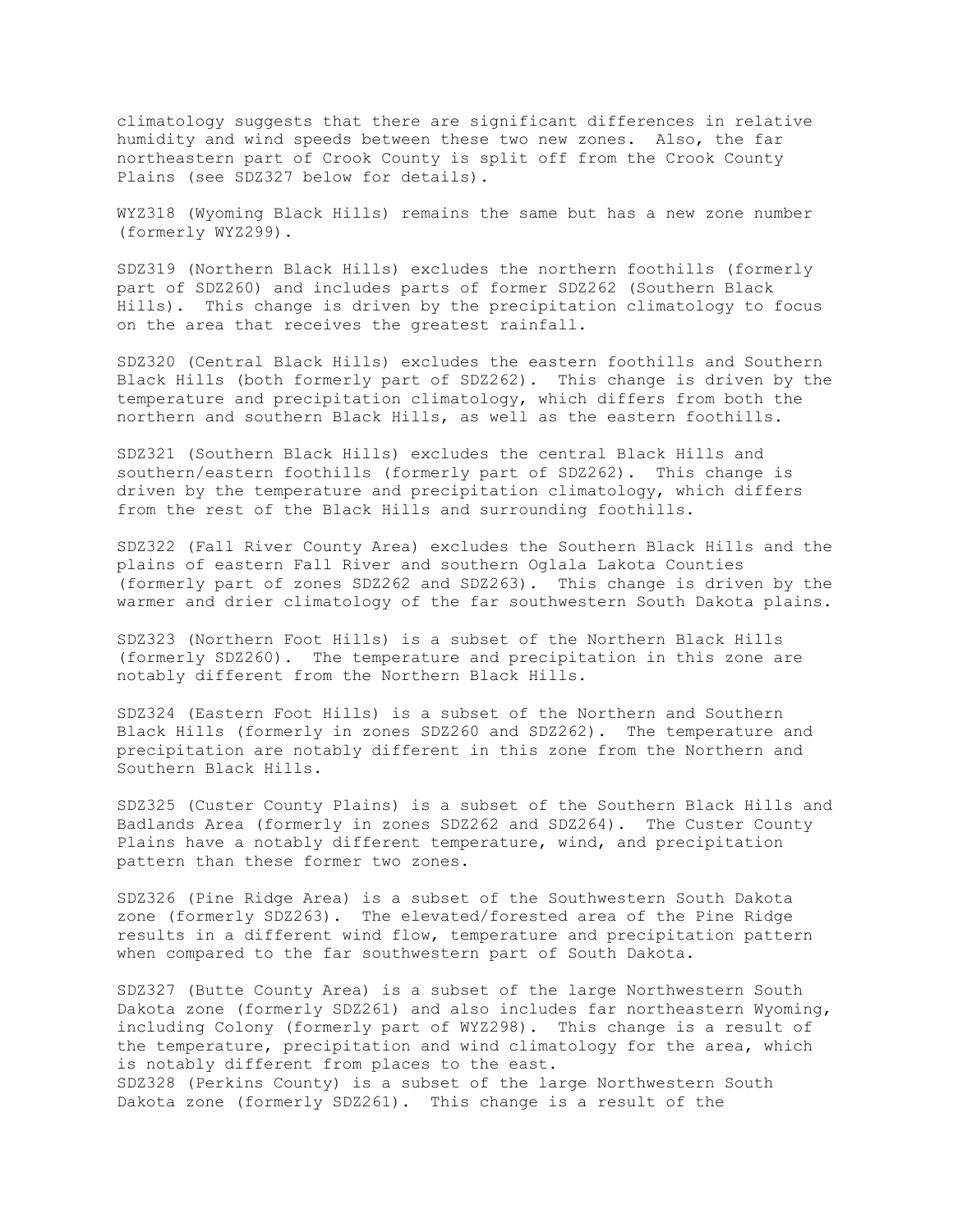climatology suggests that there are significant differences in relative humidity and wind speeds between these two new zones. Also, the far northeastern part of Crook County is split off from the Crook County Plains (see SDZ327 below for details).

WYZ318 (Wyoming Black Hills) remains the same but has a new zone number (formerly WYZ299).

SDZ319 (Northern Black Hills) excludes the northern foothills (formerly part of SDZ260) and includes parts of former SDZ262 (Southern Black Hills). This change is driven by the precipitation climatology to focus on the area that receives the greatest rainfall.

SDZ320 (Central Black Hills) excludes the eastern foothills and Southern Black Hills (both formerly part of SDZ262). This change is driven by the temperature and precipitation climatology, which differs from both the northern and southern Black Hills, as well as the eastern foothills.

SDZ321 (Southern Black Hills) excludes the central Black Hills and southern/eastern foothills (formerly part of SDZ262). This change is driven by the temperature and precipitation climatology, which differs from the rest of the Black Hills and surrounding foothills.

SDZ322 (Fall River County Area) excludes the Southern Black Hills and the plains of eastern Fall River and southern Oglala Lakota Counties (formerly part of zones SDZ262 and SDZ263). This change is driven by the warmer and drier climatology of the far southwestern South Dakota plains.

SDZ323 (Northern Foot Hills) is a subset of the Northern Black Hills (formerly SDZ260). The temperature and precipitation in this zone are notably different from the Northern Black Hills.

SDZ324 (Eastern Foot Hills) is a subset of the Northern and Southern Black Hills (formerly in zones SDZ260 and SDZ262). The temperature and precipitation are notably different in this zone from the Northern and Southern Black Hills.

SDZ325 (Custer County Plains) is a subset of the Southern Black Hills and Badlands Area (formerly in zones SDZ262 and SDZ264). The Custer County Plains have a notably different temperature, wind, and precipitation pattern than these former two zones.

SDZ326 (Pine Ridge Area) is a subset of the Southwestern South Dakota zone (formerly SDZ263). The elevated/forested area of the Pine Ridge results in a different wind flow, temperature and precipitation pattern when compared to the far southwestern part of South Dakota.

SDZ327 (Butte County Area) is a subset of the large Northwestern South Dakota zone (formerly SDZ261) and also includes far northeastern Wyoming, including Colony (formerly part of WYZ298). This change is a result of the temperature, precipitation and wind climatology for the area, which is notably different from places to the east.

SDZ328 (Perkins County) is a subset of the large Northwestern South Dakota zone (formerly SDZ261). This change is a result of the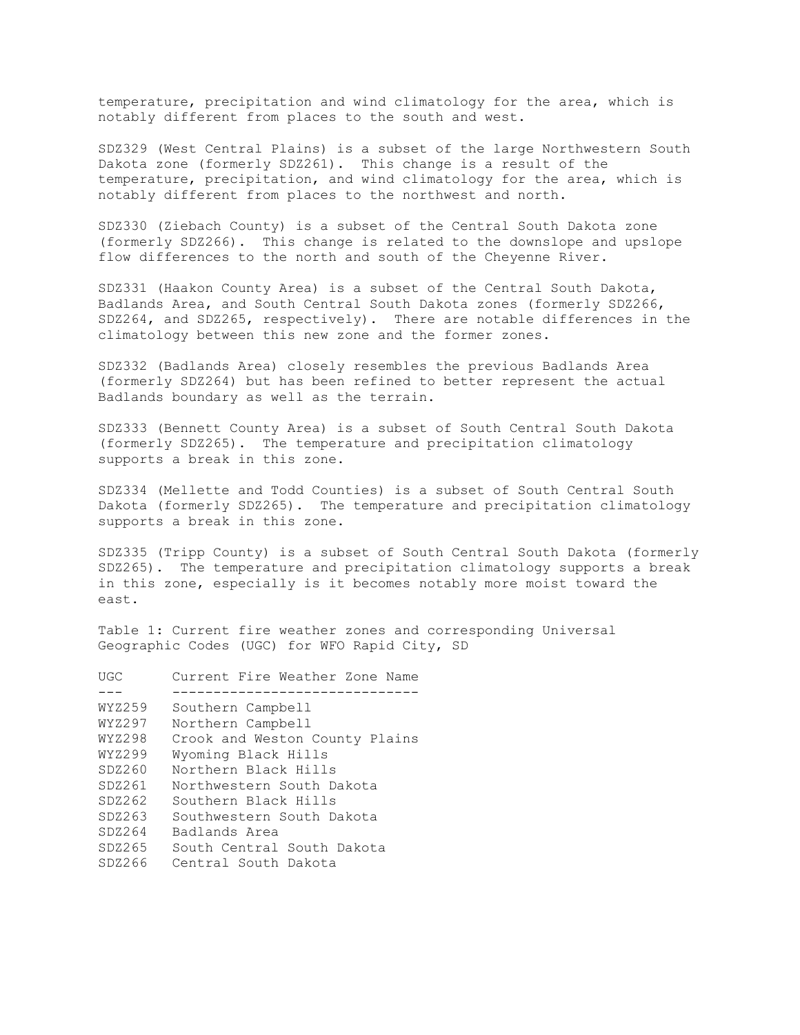temperature, precipitation and wind climatology for the area, which is notably different from places to the south and west.

SDZ329 (West Central Plains) is a subset of the large Northwestern South Dakota zone (formerly SDZ261). This change is a result of the temperature, precipitation, and wind climatology for the area, which is notably different from places to the northwest and north.

SDZ330 (Ziebach County) is a subset of the Central South Dakota zone (formerly SDZ266). This change is related to the downslope and upslope flow differences to the north and south of the Cheyenne River.

SDZ331 (Haakon County Area) is a subset of the Central South Dakota, Badlands Area, and South Central South Dakota zones (formerly SDZ266, SDZ264, and SDZ265, respectively). There are notable differences in the climatology between this new zone and the former zones.

SDZ332 (Badlands Area) closely resembles the previous Badlands Area (formerly SDZ264) but has been refined to better represent the actual Badlands boundary as well as the terrain.

SDZ333 (Bennett County Area) is a subset of South Central South Dakota (formerly SDZ265). The temperature and precipitation climatology supports a break in this zone.

SDZ334 (Mellette and Todd Counties) is a subset of South Central South Dakota (formerly SDZ265). The temperature and precipitation climatology supports a break in this zone.

SDZ335 (Tripp County) is a subset of South Central South Dakota (formerly SDZ265). The temperature and precipitation climatology supports a break in this zone, especially is it becomes notably more moist toward the east.

Table 1: Current fire weather zones and corresponding Universal Geographic Codes (UGC) for WFO Rapid City, SD

| UGC | Current Fire Weather Zone Name |
|---|---|
| WYZ259 | Southern Campbell |
| WYZ297 | Northern Campbell |
| WYZ298 | Crook and Weston County Plains |
| WYZ299 | Wyoming Black Hills |
| SDZ260 | Northern Black Hills |
| SDZ261 | Northwestern South Dakota |
| SDZ262 | Southern Black Hills |
| SDZ263 | Southwestern South Dakota |
| SDZ264 | Badlands Area |
| SDZ265 | South Central South Dakota |
| SDZ266 | Central South Dakota |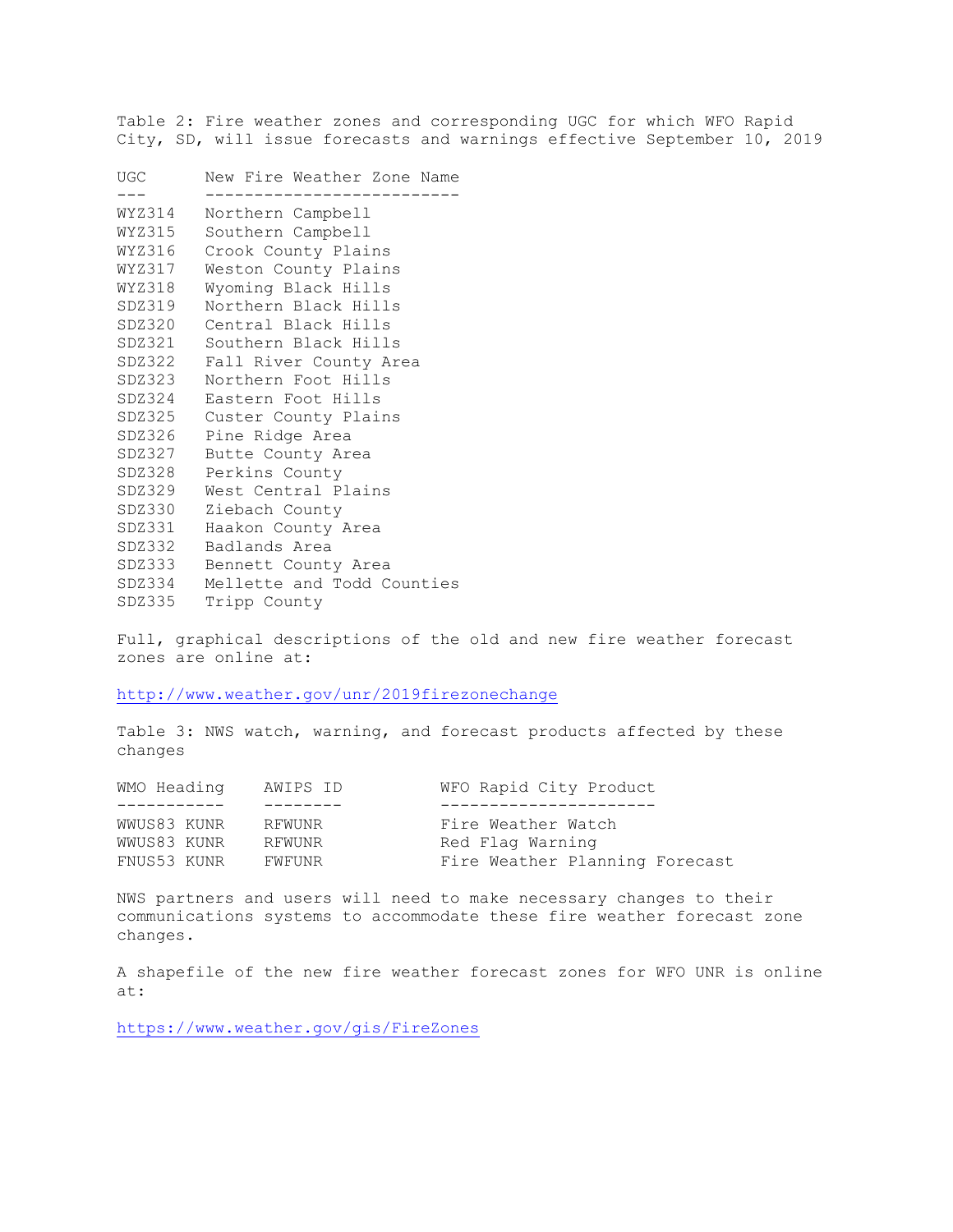Table 2: Fire weather zones and corresponding UGC for which WFO Rapid City, SD, will issue forecasts and warnings effective September 10, 2019

| UGC | New Fire Weather Zone Name |
|---|---|
| WYZ314 | Northern Campbell |
| WYZ315 | Southern Campbell |
| WYZ316 | Crook County Plains |
| WYZ317 | Weston County Plains |
| WYZ318 | Wyoming Black Hills |
| SDZ319 | Northern Black Hills |
| SDZ320 | Central Black Hills |
| SDZ321 | Southern Black Hills |
| SDZ322 | Fall River County Area |
| SDZ323 | Northern Foot Hills |
| SDZ324 | Eastern Foot Hills |
| SDZ325 | Custer County Plains |
| SDZ326 | Pine Ridge Area |
| SDZ327 | Butte County Area |
| SDZ328 | Perkins County |
| SDZ329 | West Central Plains |
| SDZ330 | Ziebach County |
| SDZ331 | Haakon County Area |
| SDZ332 | Badlands Area |
| SDZ333 | Bennett County Area |
| SDZ334 | Mellette and Todd Counties |
| SDZ335 | Tripp County |

Full, graphical descriptions of the old and new fire weather forecast zones are online at:

http://www.weather.gov/unr/2019firezonechange

Table 3: NWS watch, warning, and forecast products affected by these changes

| WMO Heading | AWIPS ID | WFO Rapid City Product |
|---|---|---|
| WWUS83 KUNR | RFWUNR | Fire Weather Watch |
| WWUS83 KUNR | RFWUNR | Red Flag Warning |
| FNUS53 KUNR | FWFUNR | Fire Weather Planning Forecast |

NWS partners and users will need to make necessary changes to their communications systems to accommodate these fire weather forecast zone changes.

A shapefile of the new fire weather forecast zones for WFO UNR is online at:

https://www.weather.gov/gis/FireZones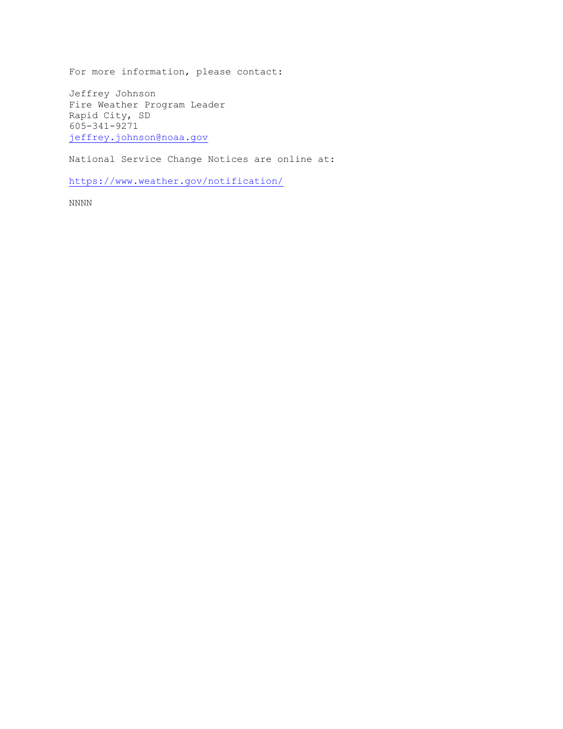For more information, please contact:

Jeffrey Johnson
Fire Weather Program Leader
Rapid City, SD
605-341-9271
jeffrey.johnson@noaa.gov

National Service Change Notices are online at:

https://www.weather.gov/notification/

NNNN